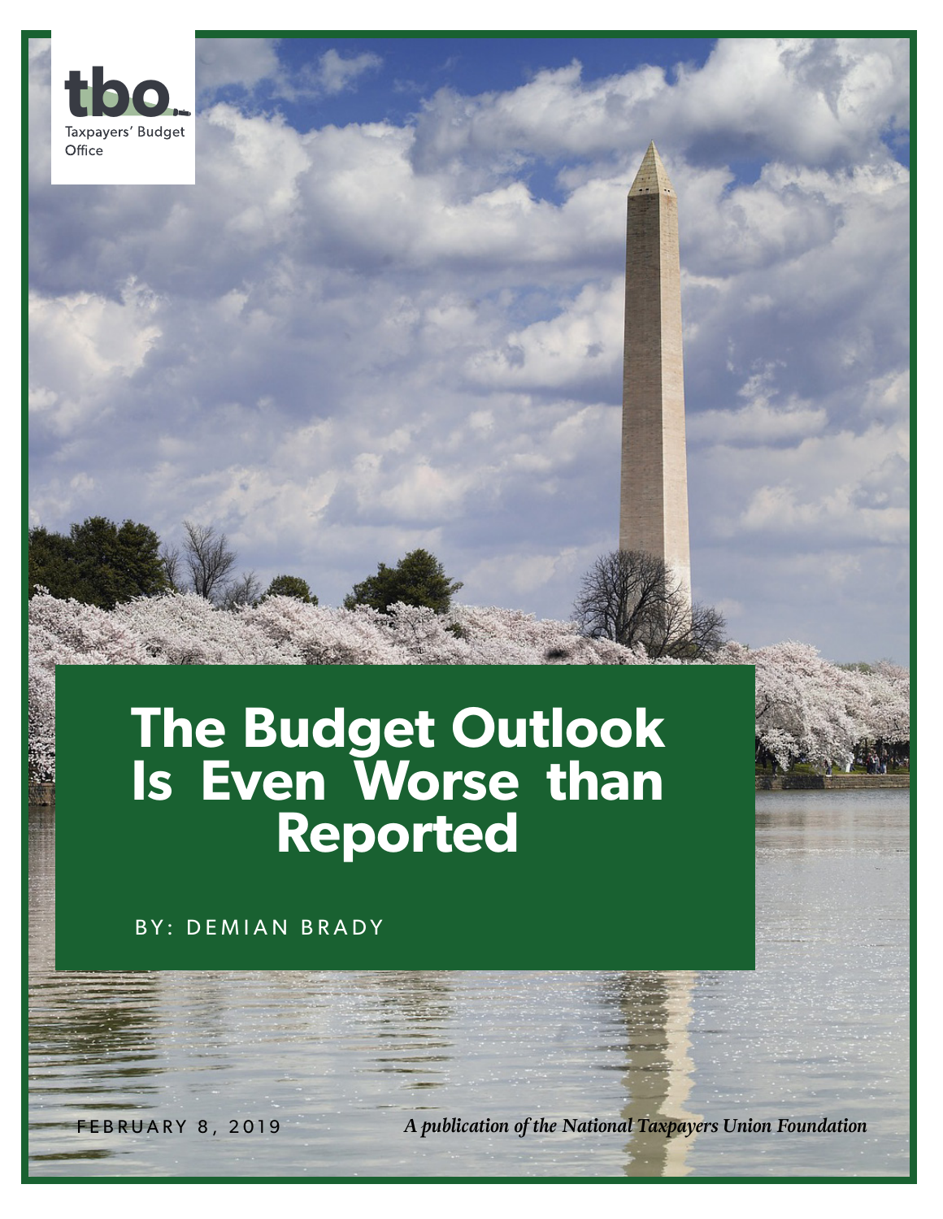tbo

Taxpayers' Budget Office

# The Budget Outlook Is Even Worse than Reported

BY: DEMIAN BRADY

FEBRUARY 8, 2019

*A publication of the National Taxpayers Union Foundation*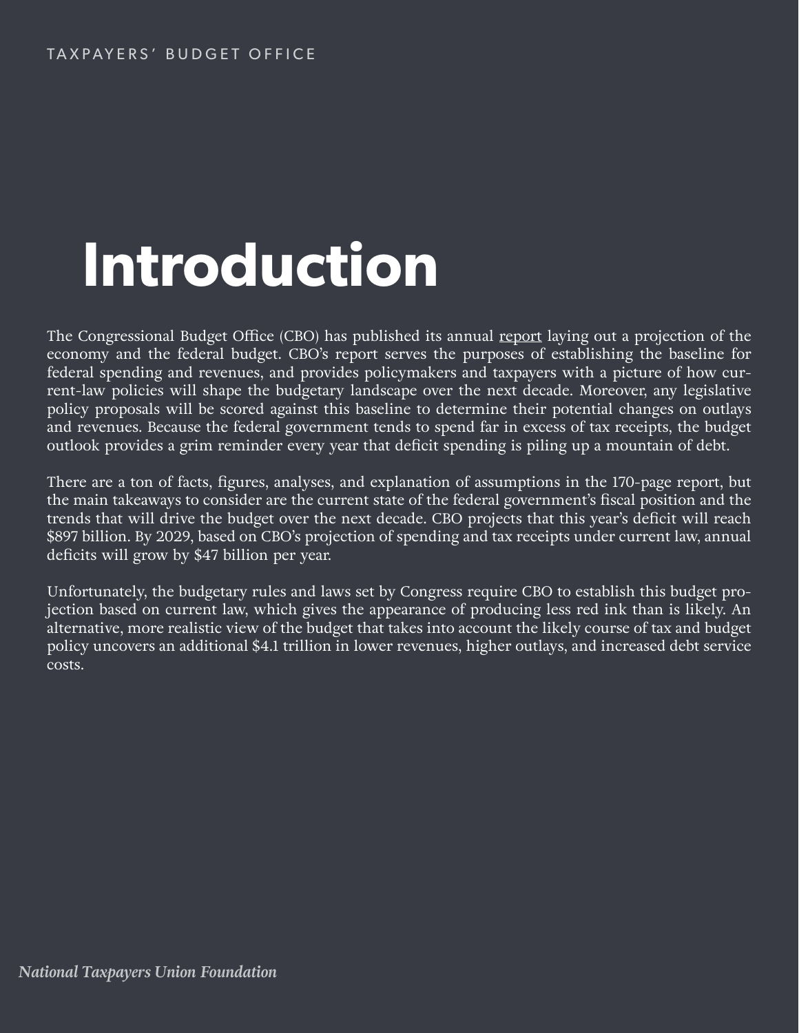# Introduction

The Congressional Budget Office (CBO) has published its annual report laying out a projection of the economy and the federal budget. CBO's report serves the purposes of establishing the baseline for federal spending and revenues, and provides policymakers and taxpayers with a picture of how current-law policies will shape the budgetary landscape over the next decade. Moreover, any legislative policy proposals will be scored against this baseline to determine their potential changes on outlays and revenues. Because the federal government tends to spend far in excess of tax receipts, the budget outlook provides a grim reminder every year that deficit spending is piling up a mountain of debt.

There are a ton of facts, figures, analyses, and explanation of assumptions in the 170-page report, but the main takeaways to consider are the current state of the federal government's fiscal position and the trends that will drive the budget over the next decade. CBO projects that this year's deficit will reach $897 billion. By 2029, based on CBO's projection of spending and tax receipts under current law, annual deficits will grow by $47 billion per year.

Unfortunately, the budgetary rules and laws set by Congress require CBO to establish this budget projection based on current law, which gives the appearance of producing less red ink than is likely. An alternative, more realistic view of the budget that takes into account the likely course of tax and budget policy uncovers an additional $4.1 trillion in lower revenues, higher outlays, and increased debt service costs.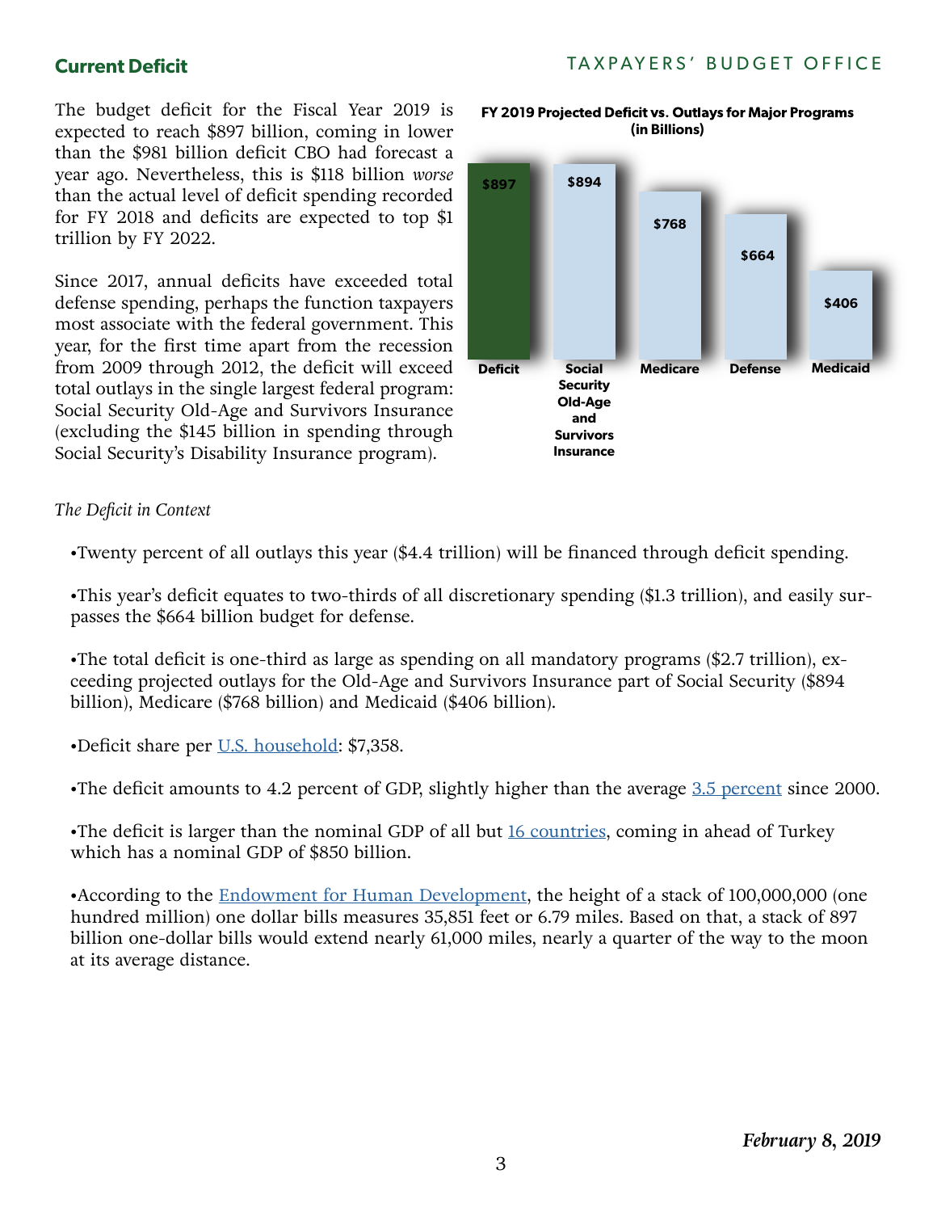## Current Deficit

The budget deficit for the Fiscal Year 2019 is expected to reach $897 billion, coming in lower than the $981 billion deficit CBO had forecast a year ago. Nevertheless, this is $118 billion *worse* than the actual level of deficit spending recorded for FY 2018 and deficits are expected to top $1 trillion by FY 2022.

Since 2017, annual deficits have exceeded total defense spending, perhaps the function taxpayers most associate with the federal government. This year, for the first time apart from the recession from 2009 through 2012, the deficit will exceed total outlays in the single largest federal program: Social Security Old-Age and Survivors Insurance (excluding the $145 billion in spending through Social Security's Disability Insurance program).

**FY 2019 Projected Deficit vs. Outlays for Major Programs (in Billions)**

| Deficit | Social Security Old-Age and Survivors Insurance | Medicare | Defense | Medicaid |
|---|---|---|---|---|
| $897 | $894 | $768 | $664 | $406 |

*The Deficit in Context*

•Twenty percent of all outlays this year ($4.4 trillion) will be financed through deficit spending.

•This year's deficit equates to two-thirds of all discretionary spending ($1.3 trillion), and easily surpasses the $664 billion budget for defense.

•The total deficit is one-third as large as spending on all mandatory programs ($2.7 trillion), exceeding projected outlays for the Old-Age and Survivors Insurance part of Social Security ($894 billion), Medicare ($768 billion) and Medicaid ($406 billion).

•Deficit share per U.S. household: $7,358.

•The deficit amounts to 4.2 percent of GDP, slightly higher than the average 3.5 percent since 2000.

•The deficit is larger than the nominal GDP of all but 16 countries, coming in ahead of Turkey which has a nominal GDP of $850 billion.

•According to the Endowment for Human Development, the height of a stack of 100,000,000 (one hundred million) one dollar bills measures 35,851 feet or 6.79 miles. Based on that, a stack of 897 billion one-dollar bills would extend nearly 61,000 miles, nearly a quarter of the way to the moon at its average distance.

*February 8, 2019*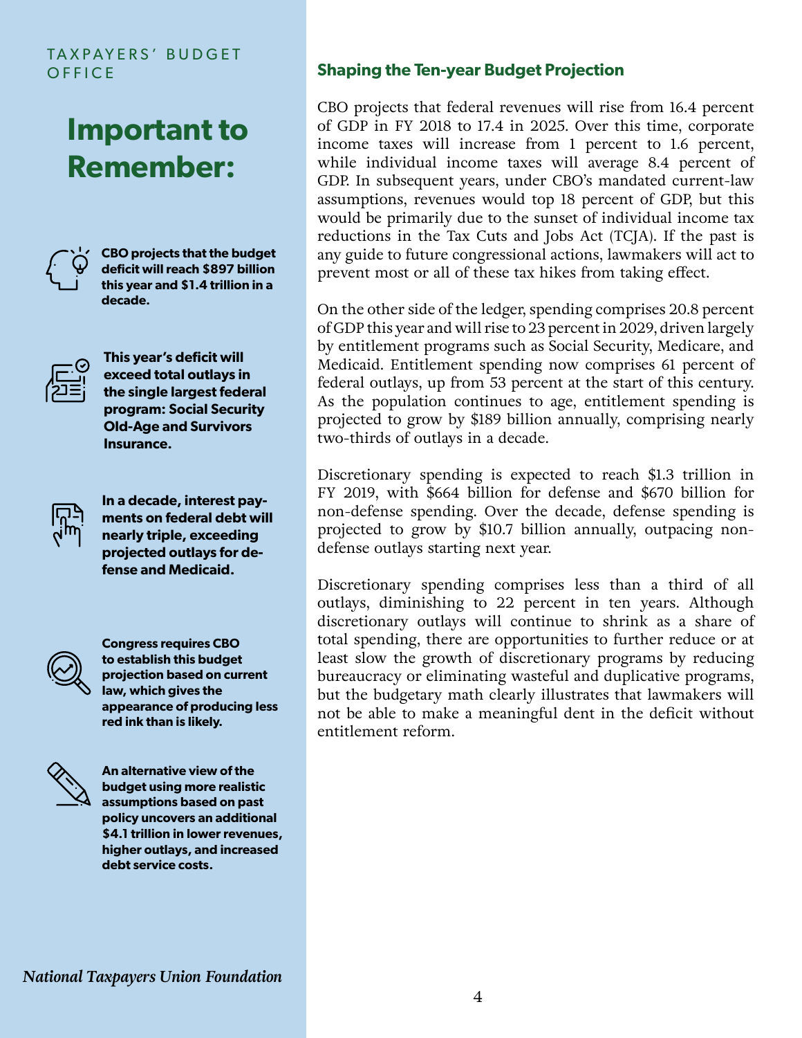TAXPAYERS' BUDGET OFFICE

# Important to Remember:

**CBO projects that the budget deficit will reach $897 billion this year and $1.4 trillion in a decade.**

**This year's deficit will exceed total outlays in the single largest federal program: Social Security Old-Age and Survivors Insurance.**

**In a decade, interest payments on federal debt will nearly triple, exceeding projected outlays for defense and Medicaid.**

**Congress requires CBO to establish this budget projection based on current law, which gives the appearance of producing less red ink than is likely.**

**An alternative view of the budget using more realistic assumptions based on past policy uncovers an additional $4.1 trillion in lower revenues, higher outlays, and increased debt service costs.**

## Shaping the Ten-year Budget Projection

CBO projects that federal revenues will rise from 16.4 percent of GDP in FY 2018 to 17.4 in 2025. Over this time, corporate income taxes will increase from 1 percent to 1.6 percent, while individual income taxes will average 8.4 percent of GDP. In subsequent years, under CBO's mandated current-law assumptions, revenues would top 18 percent of GDP, but this would be primarily due to the sunset of individual income tax reductions in the Tax Cuts and Jobs Act (TCJA). If the past is any guide to future congressional actions, lawmakers will act to prevent most or all of these tax hikes from taking effect.

On the other side of the ledger, spending comprises 20.8 percent of GDP this year and will rise to 23 percent in 2029, driven largely by entitlement programs such as Social Security, Medicare, and Medicaid. Entitlement spending now comprises 61 percent of federal outlays, up from 53 percent at the start of this century. As the population continues to age, entitlement spending is projected to grow by $189 billion annually, comprising nearly two-thirds of outlays in a decade.

Discretionary spending is expected to reach $1.3 trillion in FY 2019, with $664 billion for defense and $670 billion for non-defense spending. Over the decade, defense spending is projected to grow by $10.7 billion annually, outpacing non-defense outlays starting next year.

Discretionary spending comprises less than a third of all outlays, diminishing to 22 percent in ten years. Although discretionary outlays will continue to shrink as a share of total spending, there are opportunities to further reduce or at least slow the growth of discretionary programs by reducing bureaucracy or eliminating wasteful and duplicative programs, but the budgetary math clearly illustrates that lawmakers will not be able to make a meaningful dent in the deficit without entitlement reform.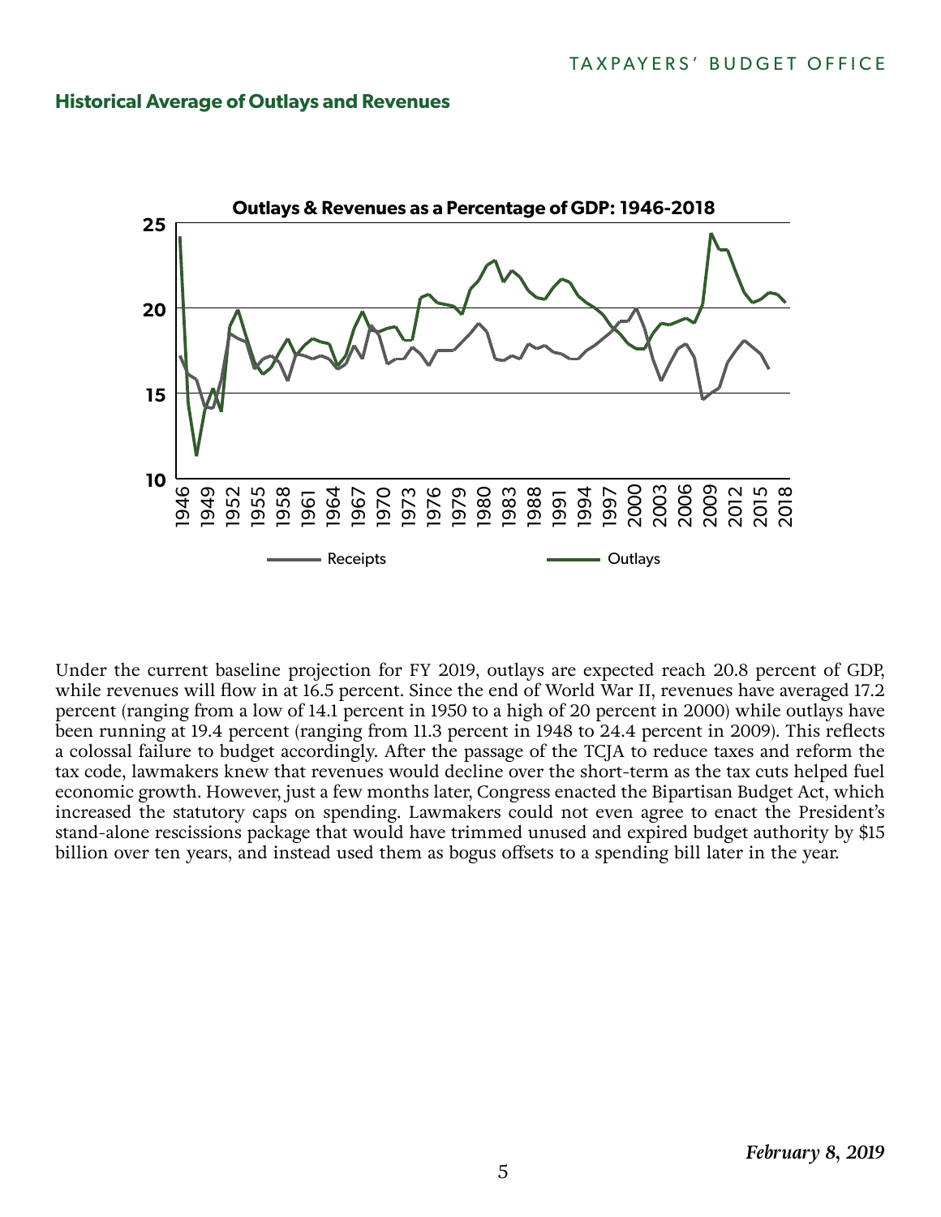## Historical Average of Outlays and Revenues

Under the current baseline projection for FY 2019, outlays are expected reach 20.8 percent of GDP, while revenues will flow in at 16.5 percent. Since the end of World War II, revenues have averaged 17.2 percent (ranging from a low of 14.1 percent in 1950 to a high of 20 percent in 2000) while outlays have been running at 19.4 percent (ranging from 11.3 percent in 1948 to 24.4 percent in 2009). This reflects a colossal failure to budget accordingly. After the passage of the TCJA to reduce taxes and reform the tax code, lawmakers knew that revenues would decline over the short-term as the tax cuts helped fuel economic growth. However, just a few months later, Congress enacted the Bipartisan Budget Act, which increased the statutory caps on spending. Lawmakers could not even agree to enact the President's stand-alone rescissions package that would have trimmed unused and expired budget authority by $15 billion over ten years, and instead used them as bogus offsets to a spending bill later in the year.

*February 8, 2019*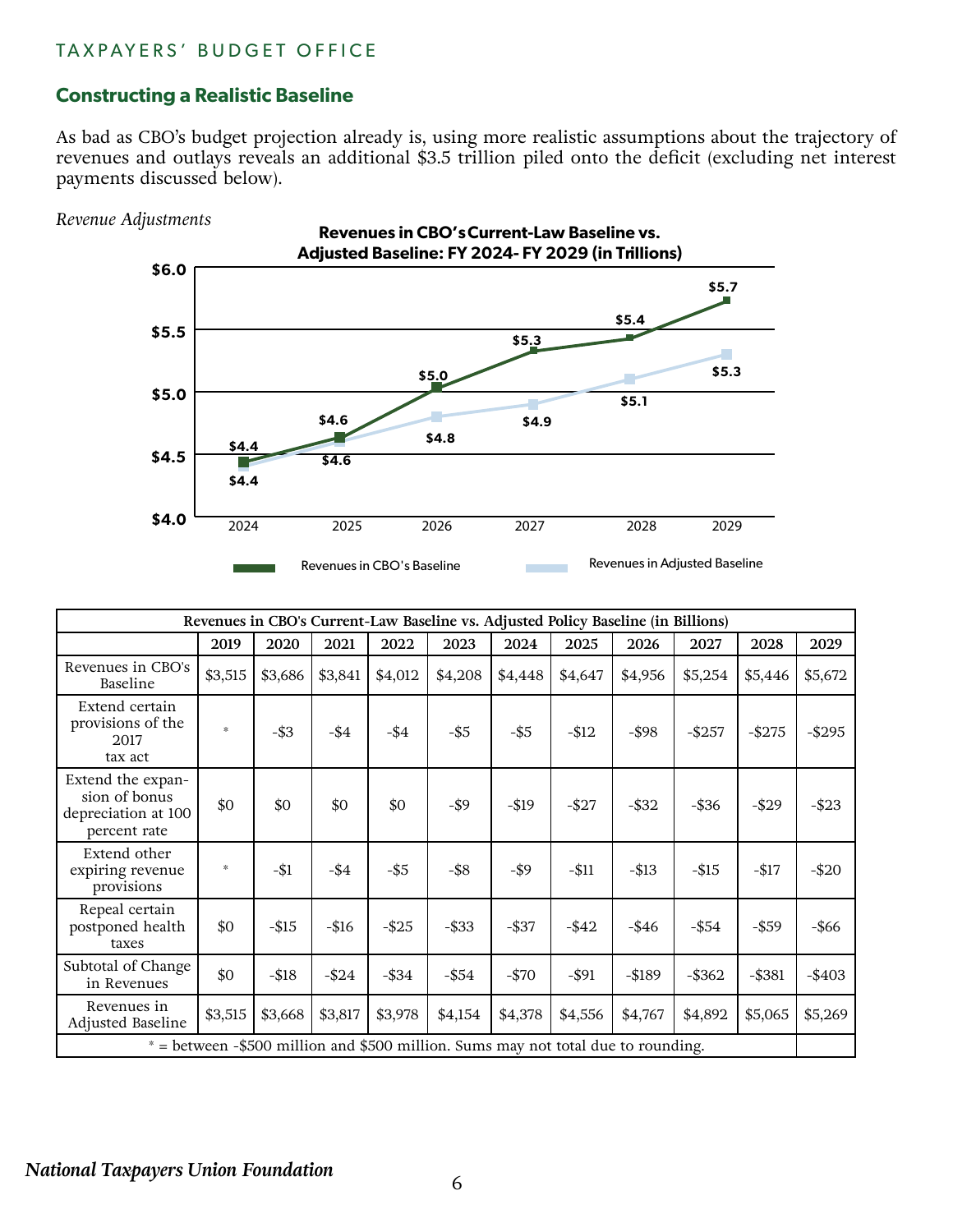## Constructing a Realistic Baseline

As bad as CBO's budget projection already is, using more realistic assumptions about the trajectory of revenues and outlays reveals an additional $3.5 trillion piled onto the deficit (excluding net interest payments discussed below).

*Revenue Adjustments*

**Revenues in CBO's Current-Law Baseline vs. Adjusted Baseline: FY 2024- FY 2029 (in Trillions)**

| | 2024 | 2025 | 2026 | 2027 | 2028 | 2029 |
|---|---|---|---|---|---|---|
| Revenues in CBO's Baseline | $4.4 | $4.6 | $5.0 | $5.3 | $5.4 | $5.7 |
| Revenues in Adjusted Baseline | $4.4 | $4.6 | $4.8 | $4.9 | $5.1 | $5.3 |

| Revenues in CBO's Current-Law Baseline vs. Adjusted Policy Baseline (in Billions) | | | | | | | | | | | |
|---|---|---|---|---|---|---|---|---|---|---|---|
| | 2019 | 2020 | 2021 | 2022 | 2023 | 2024 | 2025 | 2026 | 2027 | 2028 | 2029 |
| Revenues in CBO's Baseline | $3,515 | $3,686 | $3,841 | $4,012 | $4,208 | $4,448 | $4,647 | $4,956 | $5,254 | $5,446 | $5,672 |
| Extend certain provisions of the 2017 tax act | * | -$3 | -$4 | -$4 | -$5 | -$5 | -$12 | -$98 | -$257 | -$275 | -$295 |
| Extend the expansion of bonus depreciation at 100 percent rate | $0 | $0 | $0 | $0 | -$9 | -$19 | -$27 | -$32 | -$36 | -$29 | -$23 |
| Extend other expiring revenue provisions | * | -$1 | -$4 | -$5 | -$8 | -$9 | -$11 | -$13 | -$15 | -$17 | -$20 |
| Repeal certain postponed health taxes | $0 | -$15 | -$16 | -$25 | -$33 | -$37 | -$42 | -$46 | -$54 | -$59 | -$66 |
| Subtotal of Change in Revenues | $0 | -$18 | -$24 | -$34 | -$54 | -$70 | -$91 | -$189 | -$362 | -$381 | -$403 |
| Revenues in Adjusted Baseline | $3,515 | $3,668 | $3,817 | $3,978 | $4,154 | $4,378 | $4,556 | $4,767 | $4,892 | $5,065 | $5,269 |

* = between -$500 million and $500 million. Sums may not total due to rounding.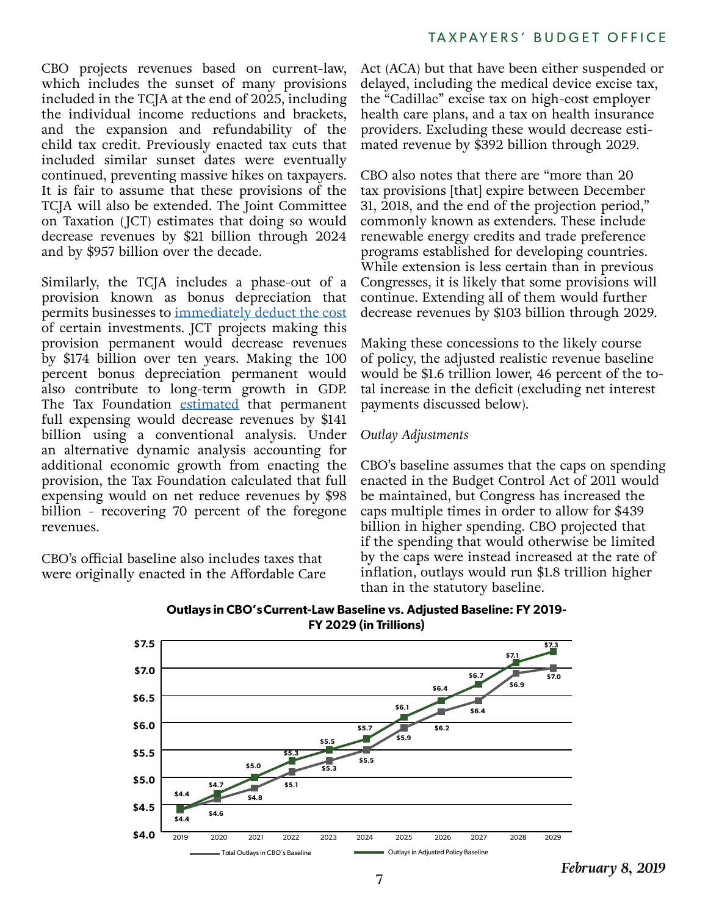CBO projects revenues based on current-law, which includes the sunset of many provisions included in the TCJA at the end of 2025, including the individual income reductions and brackets, and the expansion and refundability of the child tax credit. Previously enacted tax cuts that included similar sunset dates were eventually continued, preventing massive hikes on taxpayers. It is fair to assume that these provisions of the TCJA will also be extended. The Joint Committee on Taxation (JCT) estimates that doing so would decrease revenues by $21 billion through 2024 and by $957 billion over the decade.

Similarly, the TCJA includes a phase-out of a provision known as bonus depreciation that permits businesses to immediately deduct the cost of certain investments. JCT projects making this provision permanent would decrease revenues by $174 billion over ten years. Making the 100 percent bonus depreciation permanent would also contribute to long-term growth in GDP. The Tax Foundation estimated that permanent full expensing would decrease revenues by $141 billion using a conventional analysis. Under an alternative dynamic analysis accounting for additional economic growth from enacting the provision, the Tax Foundation calculated that full expensing would on net reduce revenues by $98 billion - recovering 70 percent of the foregone revenues.

CBO's official baseline also includes taxes that were originally enacted in the Affordable Care Act (ACA) but that have been either suspended or delayed, including the medical device excise tax, the "Cadillac" excise tax on high-cost employer health care plans, and a tax on health insurance providers. Excluding these would decrease estimated revenue by $392 billion through 2029.

CBO also notes that there are "more than 20 tax provisions [that] expire between December 31, 2018, and the end of the projection period," commonly known as extenders. These include renewable energy credits and trade preference programs established for developing countries. While extension is less certain than in previous Congresses, it is likely that some provisions will continue. Extending all of them would further decrease revenues by $103 billion through 2029.

Making these concessions to the likely course of policy, the adjusted realistic revenue baseline would be $1.6 trillion lower, 46 percent of the total increase in the deficit (excluding net interest payments discussed below).

*Outlay Adjustments*

CBO's baseline assumes that the caps on spending enacted in the Budget Control Act of 2011 would be maintained, but Congress has increased the caps multiple times in order to allow for $439 billion in higher spending. CBO projected that if the spending that would otherwise be limited by the caps were instead increased at the rate of inflation, outlays would run $1.8 trillion higher than in the statutory baseline.

**Outlays in CBO's Current-Law Baseline vs. Adjusted Baseline: FY 2019-FY 2029 (in Trillions)**

| Year | Total Outlays in CBO's Baseline | Outlays in Adjusted Policy Baseline |
|---|---|---|
| 2019 | $4.4 | $4.4 |
| 2020 | $4.6 | $4.7 |
| 2021 | $4.8 | $5.0 |
| 2022 | $5.1 | $5.3 |
| 2023 | $5.3 | $5.5 |
| 2024 | $5.5 | $5.7 |
| 2025 | $5.9 | $6.1 |
| 2026 | $6.2 | $6.4 |
| 2027 | $6.4 | $6.7 |
| 2028 | $6.9 | $7.1 |
| 2029 | $7.0 | $7.3 |

*February 8, 2019*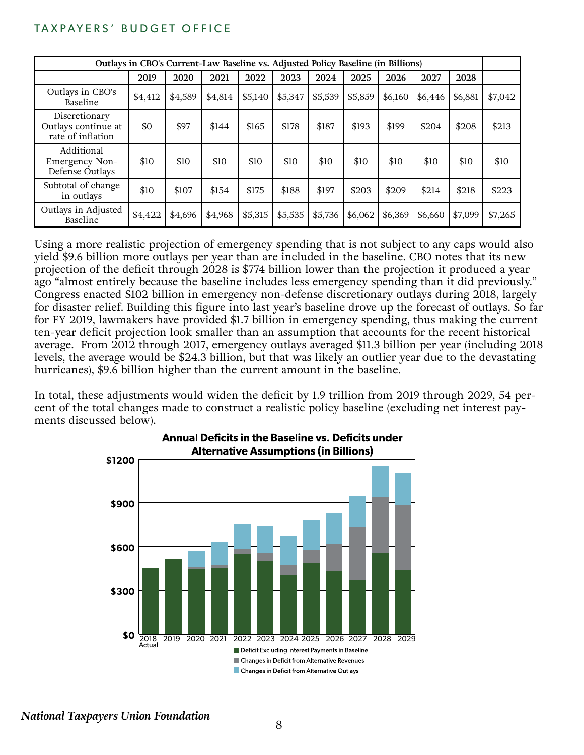| Outlays in CBO's Current-Law Baseline vs. Adjusted Policy Baseline (in Billions) | | | | | | | | | | | |
|---|---|---|---|---|---|---|---|---|---|---|---|
| | 2019 | 2020 | 2021 | 2022 | 2023 | 2024 | 2025 | 2026 | 2027 | 2028 | |
| Outlays in CBO's Baseline | $4,412 | $4,589 | $4,814 | $5,140 | $5,347 | $5,539 | $5,859 | $6,160 | $6,446 | $6,881 | $7,042 |
| Discretionary Outlays continue at rate of inflation | $0 | $97 | $144 | $165 | $178 | $187 | $193 | $199 | $204 | $208 | $213 |
| Additional Emergency Non-Defense Outlays | $10 | $10 | $10 | $10 | $10 | $10 | $10 | $10 | $10 | $10 | $10 |
| Subtotal of change in outlays | $10 | $107 | $154 | $175 | $188 | $197 | $203 | $209 | $214 | $218 | $223 |
| Outlays in Adjusted Baseline | $4,422 | $4,696 | $4,968 | $5,315 | $5,535 | $5,736 | $6,062 | $6,369 | $6,660 | $7,099 | $7,265 |

Using a more realistic projection of emergency spending that is not subject to any caps would also yield $9.6 billion more outlays per year than are included in the baseline. CBO notes that its new projection of the deficit through 2028 is $774 billion lower than the projection it produced a year ago "almost entirely because the baseline includes less emergency spending than it did previously." Congress enacted $102 billion in emergency non-defense discretionary outlays during 2018, largely for disaster relief. Building this figure into last year's baseline drove up the forecast of outlays. So far for FY 2019, lawmakers have provided $1.7 billion in emergency spending, thus making the current ten-year deficit projection look smaller than an assumption that accounts for the recent historical average. From 2012 through 2017, emergency outlays averaged $11.3 billion per year (including 2018 levels, the average would be $24.3 billion, but that was likely an outlier year due to the devastating hurricanes), $9.6 billion higher than the current amount in the baseline.

In total, these adjustments would widen the deficit by 1.9 trillion from 2019 through 2029, 54 percent of the total changes made to construct a realistic policy baseline (excluding net interest payments discussed below).

**Annual Deficits in the Baseline vs. Deficits under Alternative Assumptions (in Billions)**

Legend: Deficit Excluding Interest Payments in Baseline; Changes in Deficit from Alternative Revenues; Changes in Deficit from Alternative Outlays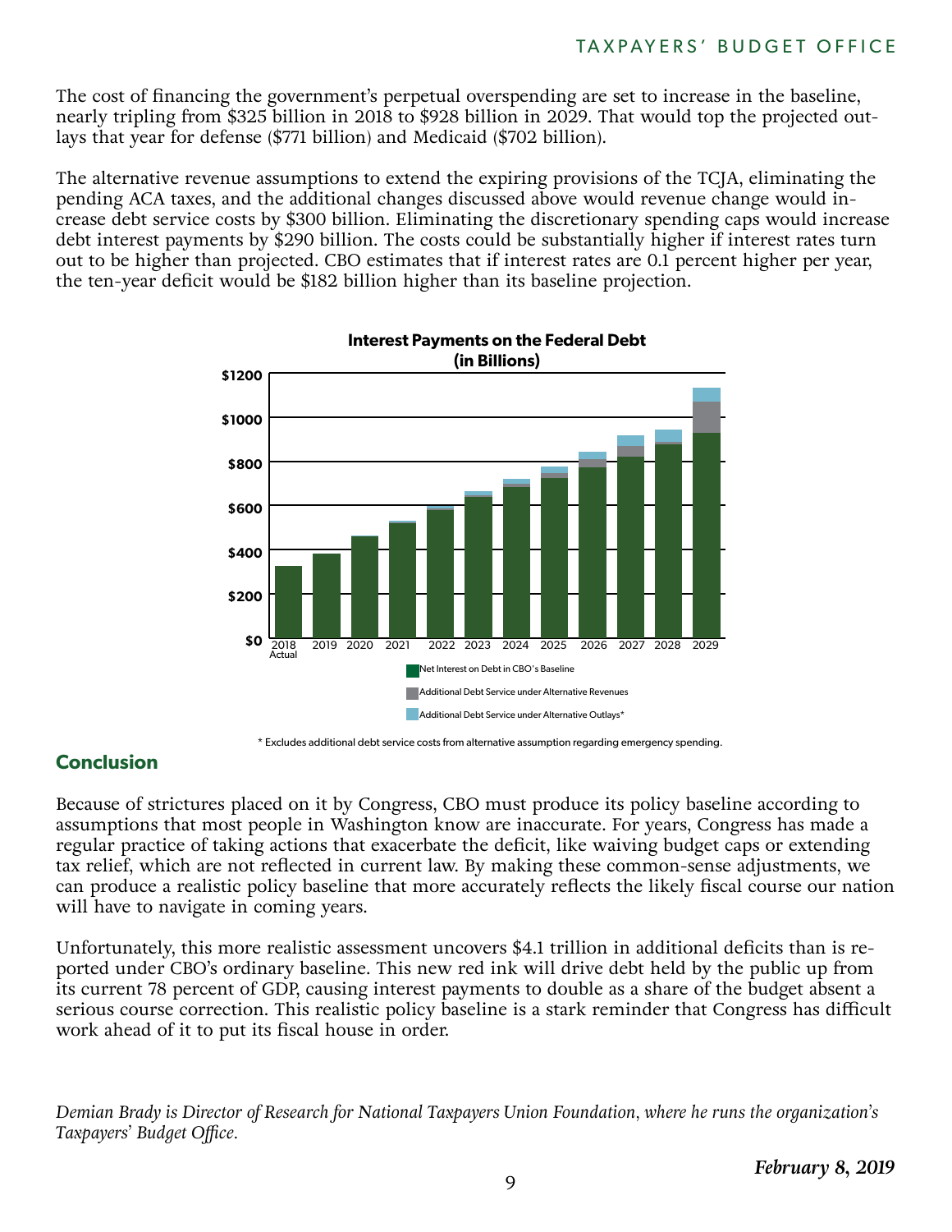The cost of financing the government's perpetual overspending are set to increase in the baseline, nearly tripling from $325 billion in 2018 to $928 billion in 2029. That would top the projected outlays that year for defense ($771 billion) and Medicaid ($702 billion).

The alternative revenue assumptions to extend the expiring provisions of the TCJA, eliminating the pending ACA taxes, and the additional changes discussed above would revenue change would increase debt service costs by $300 billion. Eliminating the discretionary spending caps would increase debt interest payments by $290 billion. The costs could be substantially higher if interest rates turn out to be higher than projected. CBO estimates that if interest rates are 0.1 percent higher per year, the ten-year deficit would be $182 billion higher than its baseline projection.

**Interest Payments on the Federal Debt (in Billions)**

Legend: Net Interest on Debt in CBO's Baseline; Additional Debt Service under Alternative Revenues; Additional Debt Service under Alternative Outlays*

Years: 2018 Actual, 2019, 2020, 2021, 2022, 2023, 2024, 2025, 2026, 2027, 2028, 2029

\* Excludes additional debt service costs from alternative assumption regarding emergency spending.

## Conclusion

Because of strictures placed on it by Congress, CBO must produce its policy baseline according to assumptions that most people in Washington know are inaccurate. For years, Congress has made a regular practice of taking actions that exacerbate the deficit, like waiving budget caps or extending tax relief, which are not reflected in current law. By making these common-sense adjustments, we can produce a realistic policy baseline that more accurately reflects the likely fiscal course our nation will have to navigate in coming years.

Unfortunately, this more realistic assessment uncovers $4.1 trillion in additional deficits than is reported under CBO's ordinary baseline. This new red ink will drive debt held by the public up from its current 78 percent of GDP, causing interest payments to double as a share of the budget absent a serious course correction. This realistic policy baseline is a stark reminder that Congress has difficult work ahead of it to put its fiscal house in order.

*Demian Brady is Director of Research for National Taxpayers Union Foundation, where he runs the organization's Taxpayers' Budget Office.*

***February 8, 2019***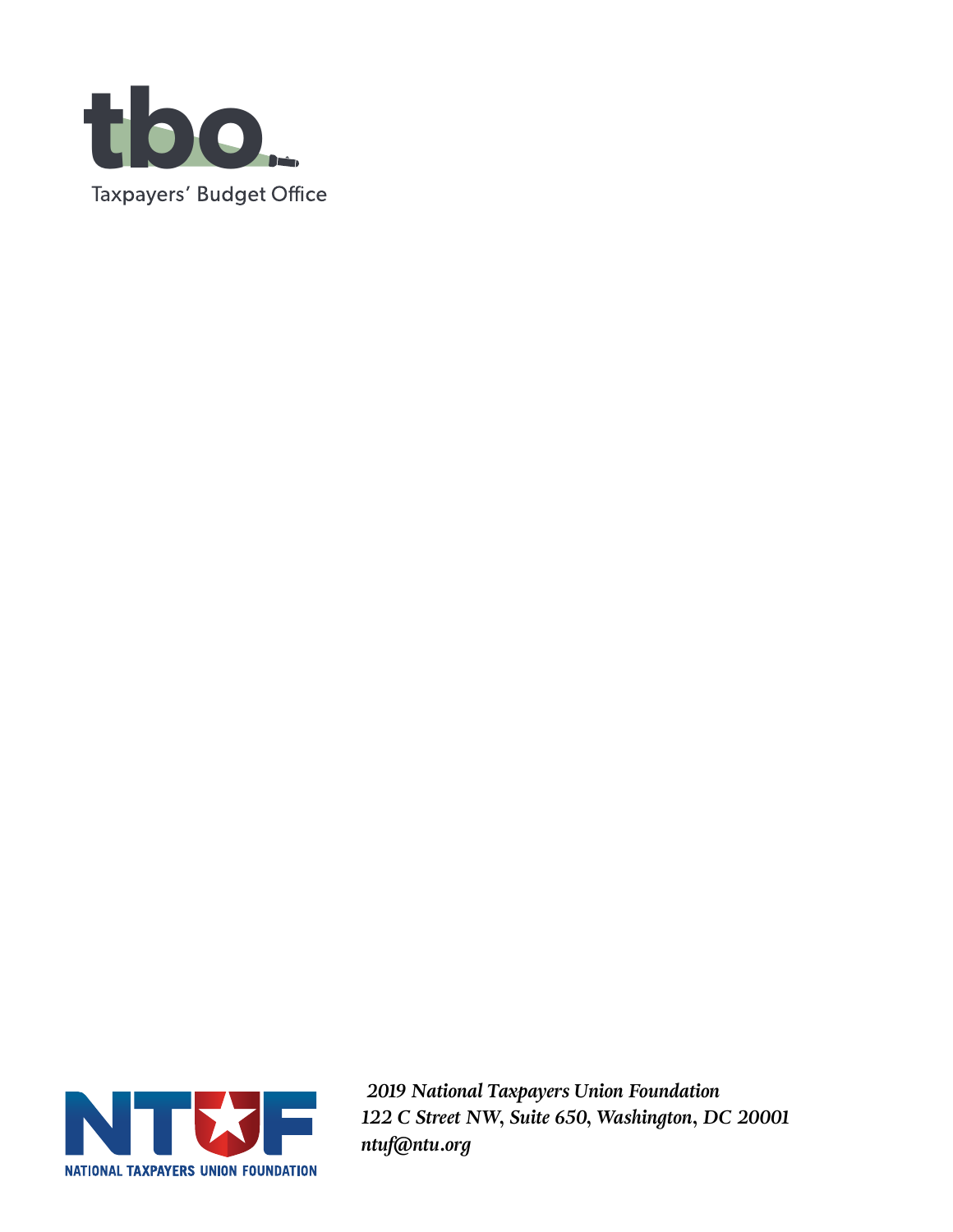tbo

Taxpayers' Budget Office

NATIONAL TAXPAYERS UNION FOUNDATION

*2019 National Taxpayers Union Foundation*
*122 C Street NW, Suite 650, Washington, DC 20001*
*ntuf@ntu.org*